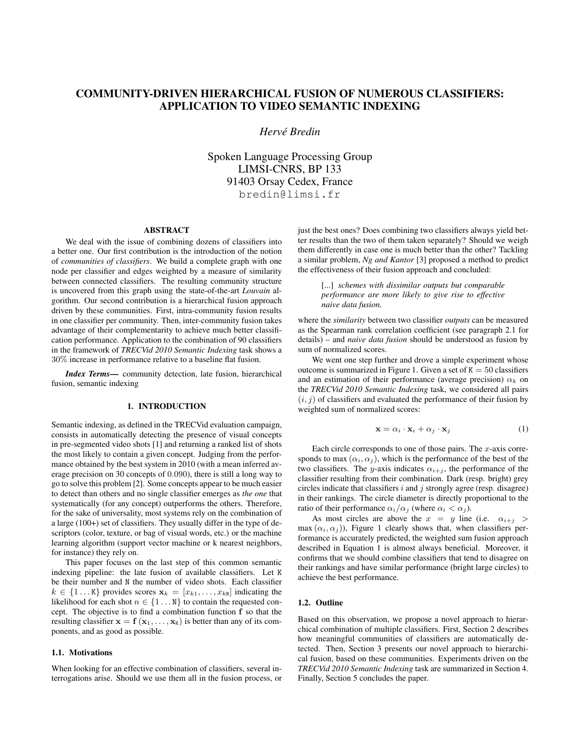# COMMUNITY-DRIVEN HIERARCHICAL FUSION OF NUMEROUS CLASSIFIERS: APPLICATION TO VIDEO SEMANTIC INDEXING

*Hervé Bredin*

Spoken Language Processing Group
LIMSI-CNRS, BP 133
91403 Orsay Cedex, France
bredin@limsi.fr

## ABSTRACT

We deal with the issue of combining dozens of classifiers into a better one. Our first contribution is the introduction of the notion of *communities of classifiers*. We build a complete graph with one node per classifier and edges weighted by a measure of similarity between connected classifiers. The resulting community structure is uncovered from this graph using the state-of-the-art *Louvain* algorithm. Our second contribution is a hierarchical fusion approach driven by these communities. First, intra-community fusion results in one classifier per community. Then, inter-community fusion takes advantage of their complementarity to achieve much better classification performance. Application to the combination of 90 classifiers in the framework of *TRECVid 2010 Semantic Indexing* task shows a $30\%$ increase in performance relative to a baseline flat fusion.

***Index Terms*—** community detection, late fusion, hierarchical fusion, semantic indexing

## 1. INTRODUCTION

Semantic indexing, as defined in the TRECVid evaluation campaign, consists in automatically detecting the presence of visual concepts in pre-segmented video shots [1] and returning a ranked list of shots the most likely to contain a given concept. Judging from the performance obtained by the best system in 2010 (with a mean inferred average precision on 30 concepts of $0.090$), there is still a long way to go to solve this problem [2]. Some concepts appear to be much easier to detect than others and no single classifier emerges as *the one* that systematically (for any concept) outperforms the others. Therefore, for the sake of universality, most systems rely on the combination of a large (100+) set of classifiers. They usually differ in the type of descriptors (color, texture, or bag of visual words, etc.) or the machine learning algorithm (support vector machine or k nearest neighbors, for instance) they rely on.

This paper focuses on the last step of this common semantic indexing pipeline: the late fusion of available classifiers. Let $\mathtt{K}$ be their number and $\mathtt{N}$ the number of video shots. Each classifier $k \in \{1 \ldots \mathtt{K}\}$ provides scores $\mathbf{x}_k = [x_{k1}, \ldots, x_{k\mathtt{N}}]$ indicating the likelihood for each shot $n \in \{1 \ldots \mathtt{N}\}$ to contain the requested concept. The objective is to find a combination function $\mathbf{f}$ so that the resulting classifier $\mathbf{x} = \mathbf{f}(\mathbf{x}_1, \ldots, \mathbf{x}_\mathtt{K})$ is better than any of its components, and as good as possible.

### 1.1. Motivations

When looking for an effective combination of classifiers, several interrogations arise. Should we use them all in the fusion process, or just the best ones? Does combining two classifiers always yield better results than the two of them taken separately? Should we weigh them differently in case one is much better than the other? Tackling a similar problem, *Ng and Kantor* [3] proposed a method to predict the effectiveness of their fusion approach and concluded:

> [...] *schemes with dissimilar outputs but comparable performance are more likely to give rise to effective naive data fusion.*

where the *similarity* between two classifier *outputs* can be measured as the Spearman rank correlation coefficient (see paragraph 2.1 for details) – and *naive data fusion* should be understood as fusion by sum of normalized scores.

We went one step further and drove a simple experiment whose outcome is summarized in Figure 1. Given a set of $\mathtt{K} = 50$ classifiers and an estimation of their performance (average precision) $\alpha_k$ on the *TRECVid 2010 Semantic Indexing* task, we considered all pairs $(i, j)$ of classifiers and evaluated the performance of their fusion by weighted sum of normalized scores:

$$\mathbf{x} = \alpha_i \cdot \mathbf{x}_i + \alpha_j \cdot \mathbf{x}_j \tag{1}$$

Each circle corresponds to one of those pairs. The $x$-axis corresponds to $\max(\alpha_i, \alpha_j)$, which is the performance of the best of the two classifiers. The $y$-axis indicates $\alpha_{i+j}$, the performance of the classifier resulting from their combination. Dark (resp. bright) grey circles indicate that classifiers $i$ and $j$ strongly agree (resp. disagree) in their rankings. The circle diameter is directly proportional to the ratio of their performance $\alpha_i/\alpha_j$ (where $\alpha_i < \alpha_j$).

As most circles are above the $x = y$ line (i.e. $\alpha_{i+j} > \max(\alpha_i, \alpha_j)$), Figure 1 clearly shows that, when classifiers performance is accurately predicted, the weighted sum fusion approach described in Equation 1 is almost always beneficial. Moreover, it confirms that we should combine classifiers that tend to disagree on their rankings and have similar performance (bright large circles) to achieve the best performance.

### 1.2. Outline

Based on this observation, we propose a novel approach to hierarchical combination of multiple classifiers. First, Section 2 describes how meaningful communities of classifiers are automatically detected. Then, Section 3 presents our novel approach to hierarchical fusion, based on these communities. Experiments driven on the *TRECVid 2010 Semantic Indexing* task are summarized in Section 4. Finally, Section 5 concludes the paper.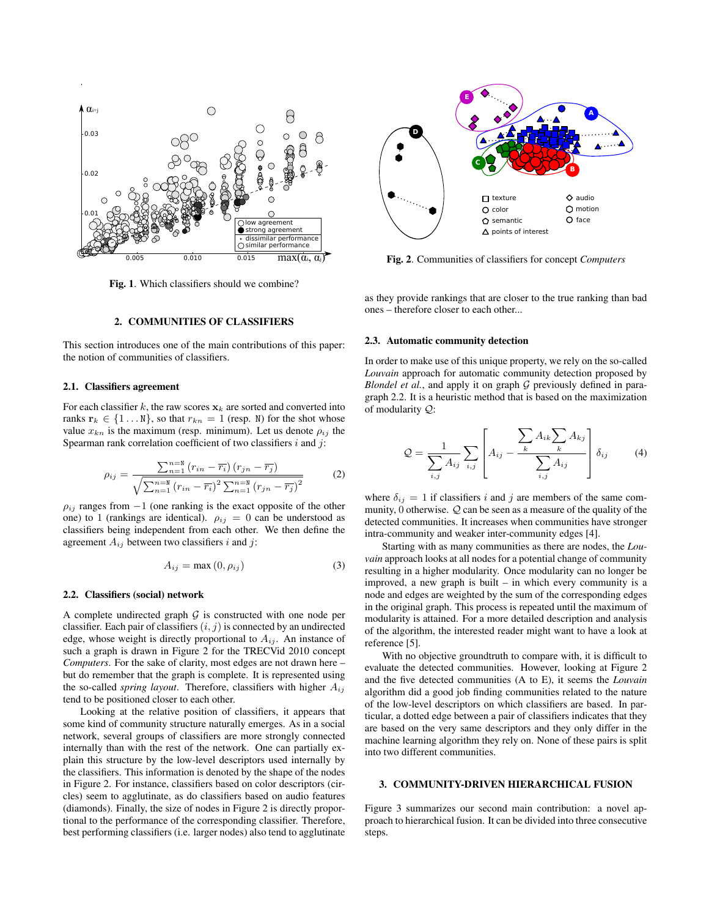Fig. 1. Which classifiers should we combine?

Fig. 2. Communities of classifiers for concept *Computers*

## 2. COMMUNITIES OF CLASSIFIERS

This section introduces one of the main contributions of this paper: the notion of communities of classifiers.

### 2.1. Classifiers agreement

For each classifier $k$, the raw scores $\mathbf{x}_k$ are sorted and converted into ranks $\mathbf{r}_k \in \{1 \ldots \mathtt{N}\}$, so that $r_{kn} = 1$ (resp. $\mathtt{N}$) for the shot whose value $x_{kn}$ is the maximum (resp. minimum). Let us denote $\rho_{ij}$ the Spearman rank correlation coefficient of two classifiers $i$ and $j$:

$$\rho_{ij} = \frac{\sum_{n=1}^{n=\mathtt{N}} \left(r_{in} - \overline{r_i}\right)\left(r_{jn} - \overline{r_j}\right)}{\sqrt{\sum_{n=1}^{n=\mathtt{N}} \left(r_{in} - \overline{r_i}\right)^2 \sum_{n=1}^{n=\mathtt{N}} \left(r_{jn} - \overline{r_j}\right)^2}} \tag{2}$$

$\rho_{ij}$ ranges from $-1$ (one ranking is the exact opposite of the other one) to 1 (rankings are identical). $\rho_{ij} = 0$ can be understood as classifiers being independent from each other. We then define the agreement $A_{ij}$ between two classifiers $i$ and $j$:

$$A_{ij} = \max\left(0, \rho_{ij}\right) \tag{3}$$

### 2.2. Classifiers (social) network

A complete undirected graph $\mathcal{G}$ is constructed with one node per classifier. Each pair of classifiers $(i, j)$ is connected by an undirected edge, whose weight is directly proportional to $A_{ij}$. An instance of such a graph is drawn in Figure 2 for the TRECVid 2010 concept *Computers*. For the sake of clarity, most edges are not drawn here – but do remember that the graph is complete. It is represented using the so-called *spring layout*. Therefore, classifiers with higher $A_{ij}$ tend to be positioned closer to each other.

Looking at the relative position of classifiers, it appears that some kind of community structure naturally emerges. As in a social network, several groups of classifiers are more strongly connected internally than with the rest of the network. One can partially explain this structure by the low-level descriptors used internally by the classifiers. This information is denoted by the shape of the nodes in Figure 2. For instance, classifiers based on color descriptors (circles) seem to agglutinate, as do classifiers based on audio features (diamonds). Finally, the size of nodes in Figure 2 is directly proportional to the performance of the corresponding classifier. Therefore, best performing classifiers (i.e. larger nodes) also tend to agglutinate as they provide rankings that are closer to the true ranking than bad ones – therefore closer to each other...

### 2.3. Automatic community detection

In order to make use of this unique property, we rely on the so-called *Louvain* approach for automatic community detection proposed by *Blondel et al.*, and apply it on graph $\mathcal{G}$ previously defined in paragraph 2.2. It is a heuristic method that is based on the maximization of modularity $\mathcal{Q}$:

$$\mathcal{Q} = \frac{1}{\sum_{i,j} A_{ij}} \sum_{i,j} \left[ A_{ij} - \frac{\sum_k A_{ik} \sum_k A_{kj}}{\sum_{i,j} A_{ij}} \right] \delta_{ij} \tag{4}$$

where $\delta_{ij} = 1$ if classifiers $i$ and $j$ are members of the same community, 0 otherwise. $\mathcal{Q}$ can be seen as a measure of the quality of the detected communities. It increases when communities have stronger intra-community and weaker inter-community edges [4].

Starting with as many communities as there are nodes, the *Louvain* approach looks at all nodes for a potential change of community resulting in a higher modularity. Once modularity can no longer be improved, a new graph is built – in which every community is a node and edges are weighted by the sum of the corresponding edges in the original graph. This process is repeated until the maximum of modularity is attained. For a more detailed description and analysis of the algorithm, the interested reader might want to have a look at reference [5].

With no objective groundtruth to compare with, it is difficult to evaluate the detected communities. However, looking at Figure 2 and the five detected communities (A to E), it seems the *Louvain* algorithm did a good job finding communities related to the nature of the low-level descriptors on which classifiers are based. In particular, a dotted edge between a pair of classifiers indicates that they are based on the very same descriptors and they only differ in the machine learning algorithm they rely on. None of these pairs is split into two different communities.

## 3. COMMUNITY-DRIVEN HIERARCHICAL FUSION

Figure 3 summarizes our second main contribution: a novel approach to hierarchical fusion. It can be divided into three consecutive steps.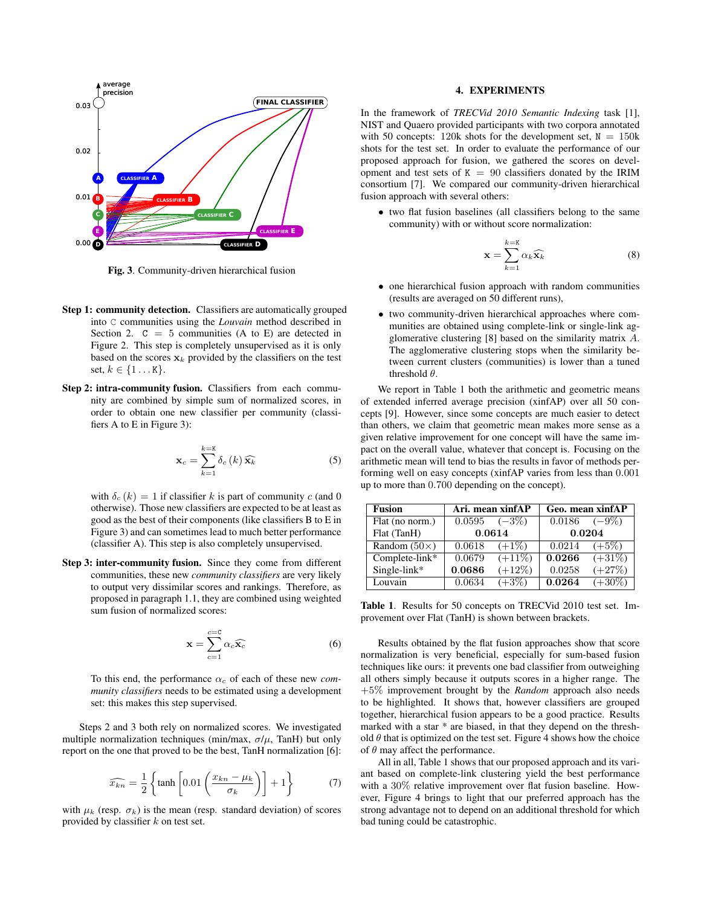Fig. 3. Community-driven hierarchical fusion

**Step 1: community detection.** Classifiers are automatically grouped into C communities using the *Louvain* method described in Section 2. C = 5 communities (A to E) are detected in Figure 2. This step is completely unsupervised as it is only based on the scores $\mathbf{x}_k$ provided by the classifiers on the test set, $k \in \{1 \dots \mathtt{K}\}$.

**Step 2: intra-community fusion.** Classifiers from each community are combined by simple sum of normalized scores, in order to obtain one new classifier per community (classifiers A to E in Figure 3):

$$\mathbf{x}_c = \sum_{k=1}^{k=\mathtt{K}} \delta_c(k) \widehat{\mathbf{x}_k} \tag{5}$$

with $\delta_c(k) = 1$ if classifier $k$ is part of community $c$ (and 0 otherwise). Those new classifiers are expected to be at least as good as the best of their components (like classifiers B to E in Figure 3) and can sometimes lead to much better performance (classifier A). This step is also completely unsupervised.

**Step 3: inter-community fusion.** Since they come from different communities, these new *community classifiers* are very likely to output very dissimilar scores and rankings. Therefore, as proposed in paragraph 1.1, they are combined using weighted sum fusion of normalized scores:

$$\mathbf{x} = \sum_{c=1}^{c=\mathtt{C}} \alpha_c \widehat{\mathbf{x}_c} \tag{6}$$

To this end, the performance $\alpha_c$ of each of these new *community classifiers* needs to be estimated using a development set: this makes this step supervised.

Steps 2 and 3 both rely on normalized scores. We investigated multiple normalization techniques (min/max, $\sigma/\mu$, TanH) but only report on the one that proved to be the best, TanH normalization [6]:

$$\widehat{x_{kn}} = \frac{1}{2}\left\{\tanh\left[0.01\left(\frac{x_{kn} - \mu_k}{\sigma_k}\right)\right] + 1\right\} \tag{7}$$

with $\mu_k$ (resp. $\sigma_k$) is the mean (resp. standard deviation) of scores provided by classifier $k$ on test set.

## 4. EXPERIMENTS

In the framework of *TRECVid 2010 Semantic Indexing* task [1], NIST and Quaero provided participants with two corpora annotated with 50 concepts: 120k shots for the development set, N = 150k shots for the test set. In order to evaluate the performance of our proposed approach for fusion, we gathered the scores on development and test sets of K = 90 classifiers donated by the IRIM consortium [7]. We compared our community-driven hierarchical fusion approach with several others:

- two flat fusion baselines (all classifiers belong to the same community) with or without score normalization:

$$\mathbf{x} = \sum_{k=1}^{k=\mathtt{K}} \alpha_k \widehat{\mathbf{x}_k} \tag{8}$$

- one hierarchical fusion approach with random communities (results are averaged on 50 different runs),
- two community-driven hierarchical approaches where communities are obtained using complete-link or single-link agglomerative clustering [8] based on the similarity matrix $A$. The agglomerative clustering stops when the similarity between current clusters (communities) is lower than a tuned threshold $\theta$.

We report in Table 1 both the arithmetic and geometric means of extended inferred average precision (xinfAP) over all 50 concepts [9]. However, since some concepts are much easier to detect than others, we claim that geometric mean makes more sense as a given relative improvement for one concept will have the same impact on the overall value, whatever that concept is. Focusing on the arithmetic mean will tend to bias the results in favor of methods performing well on easy concepts (xinfAP varies from less than 0.001 up to more than 0.700 depending on the concept).

| Fusion | Ari. mean xinfAP | | Geo. mean xinfAP | |
|---|---|---|---|---|
| Flat (no norm.) | 0.0595 | (−3%) | 0.0186 | (−9%) |
| Flat (TanH) | **0.0614** | | **0.0204** | |
| Random (50×) | 0.0618 | (+1%) | 0.0214 | (+5%) |
| Complete-link* | 0.0679 | (+11%) | **0.0266** | (+31%) |
| Single-link* | **0.0686** | (+12%) | 0.0258 | (+27%) |
| Louvain | 0.0634 | (+3%) | **0.0264** | (+30%) |

**Table 1.** Results for 50 concepts on TRECVid 2010 test set. Improvement over Flat (TanH) is shown between brackets.

Results obtained by the flat fusion approaches show that score normalization is very beneficial, especially for sum-based fusion techniques like ours: it prevents one bad classifier from outweighing all others simply because it outputs scores in a higher range. The +5% improvement brought by the *Random* approach also needs to be highlighted. It shows that, however classifiers are grouped together, hierarchical fusion appears to be a good practice. Results marked with a star * are biased, in that they depend on the threshold $\theta$ that is optimized on the test set. Figure 4 shows how the choice of $\theta$ may affect the performance.

All in all, Table 1 shows that our proposed approach and its variant based on complete-link clustering yield the best performance with a 30% relative improvement over flat fusion baseline. However, Figure 4 brings to light that our preferred approach has the strong advantage not to depend on an additional threshold for which bad tuning could be catastrophic.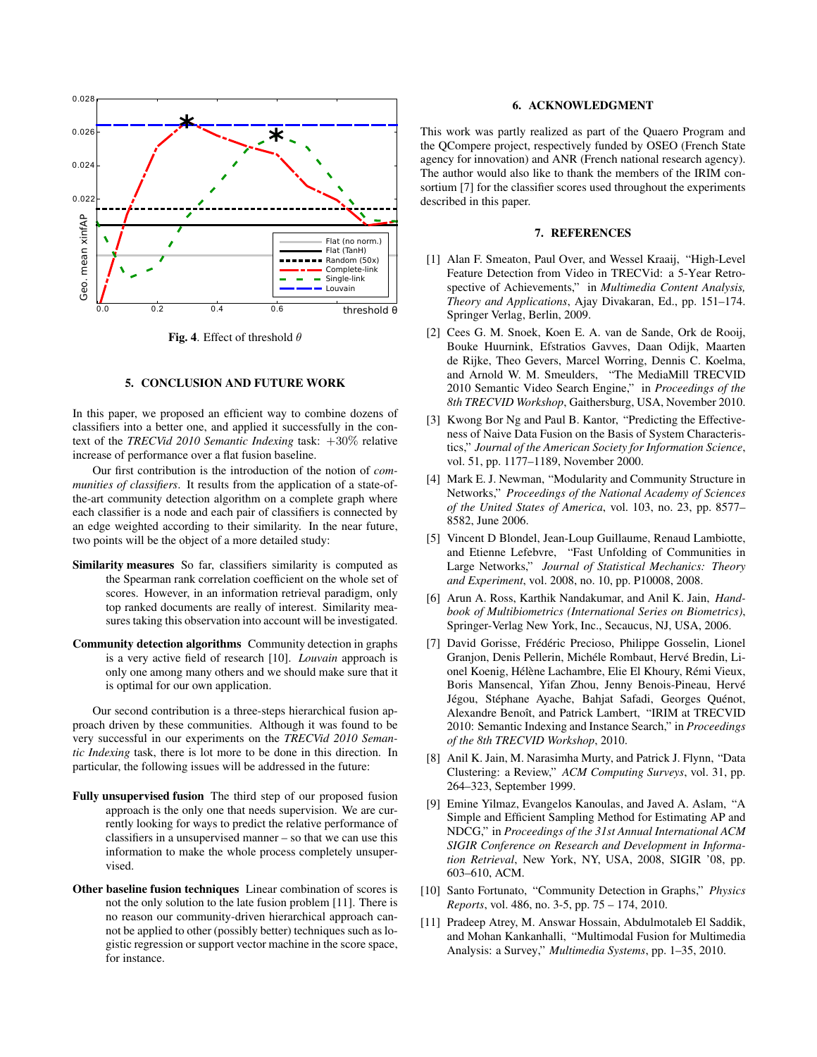0.028

0.026

0.024

0.022

Geo. mean xinfAP

0.0

0.2

0.4

0.6

threshold θ

Flat (no norm.)

Flat (TanH)

Random (50x)

Complete-link

Single-link

Louvain

**Fig. 4**. Effect of threshold $\theta$

### 5. CONCLUSION AND FUTURE WORK

In this paper, we proposed an efficient way to combine dozens of classifiers into a better one, and applied it successfully in the context of the *TRECVid 2010 Semantic Indexing* task: $+30\%$ relative increase of performance over a flat fusion baseline.

Our first contribution is the introduction of the notion of *communities of classifiers*. It results from the application of a state-of-the-art community detection algorithm on a complete graph where each classifier is a node and each pair of classifiers is connected by an edge weighted according to their similarity. In the near future, two points will be the object of a more detailed study:

**Similarity measures** So far, classifiers similarity is computed as the Spearman rank correlation coefficient on the whole set of scores. However, in an information retrieval paradigm, only top ranked documents are really of interest. Similarity measures taking this observation into account will be investigated.

**Community detection algorithms** Community detection in graphs is a very active field of research [10]. *Louvain* approach is only one among many others and we should make sure that it is optimal for our own application.

Our second contribution is a three-steps hierarchical fusion approach driven by these communities. Although it was found to be very successful in our experiments on the *TRECVid 2010 Semantic Indexing* task, there is lot more to be done in this direction. In particular, the following issues will be addressed in the future:

**Fully unsupervised fusion** The third step of our proposed fusion approach is the only one that needs supervision. We are currently looking for ways to predict the relative performance of classifiers in a unsupervised manner – so that we can use this information to make the whole process completely unsupervised.

**Other baseline fusion techniques** Linear combination of scores is not the only solution to the late fusion problem [11]. There is no reason our community-driven hierarchical approach cannot be applied to other (possibly better) techniques such as logistic regression or support vector machine in the score space, for instance.

### 6. ACKNOWLEDGMENT

This work was partly realized as part of the Quaero Program and the QCompere project, respectively funded by OSEO (French State agency for innovation) and ANR (French national research agency). The author would also like to thank the members of the IRIM consortium [7] for the classifier scores used throughout the experiments described in this paper.

### 7. REFERENCES

[1] Alan F. Smeaton, Paul Over, and Wessel Kraaij, “High-Level Feature Detection from Video in TRECVid: a 5-Year Retrospective of Achievements,” in *Multimedia Content Analysis, Theory and Applications*, Ajay Divakaran, Ed., pp. 151–174. Springer Verlag, Berlin, 2009.

[2] Cees G. M. Snoek, Koen E. A. van de Sande, Ork de Rooij, Bouke Huurnink, Efstratios Gavves, Daan Odijk, Maarten de Rijke, Theo Gevers, Marcel Worring, Dennis C. Koelma, and Arnold W. M. Smeulders, “The MediaMill TRECVID 2010 Semantic Video Search Engine,” in *Proceedings of the 8th TRECVID Workshop*, Gaithersburg, USA, November 2010.

[3] Kwong Bor Ng and Paul B. Kantor, “Predicting the Effectiveness of Naive Data Fusion on the Basis of System Characteristics,” *Journal of the American Society for Information Science*, vol. 51, pp. 1177–1189, November 2000.

[4] Mark E. J. Newman, “Modularity and Community Structure in Networks,” *Proceedings of the National Academy of Sciences of the United States of America*, vol. 103, no. 23, pp. 8577–8582, June 2006.

[5] Vincent D Blondel, Jean-Loup Guillaume, Renaud Lambiotte, and Etienne Lefebvre, “Fast Unfolding of Communities in Large Networks,” *Journal of Statistical Mechanics: Theory and Experiment*, vol. 2008, no. 10, pp. P10008, 2008.

[6] Arun A. Ross, Karthik Nandakumar, and Anil K. Jain, *Handbook of Multibiometrics (International Series on Biometrics)*, Springer-Verlag New York, Inc., Secaucus, NJ, USA, 2006.

[7] David Gorisse, Frédéric Precioso, Philippe Gosselin, Lionel Granjon, Denis Pellerin, Michéle Rombaut, Hervé Bredin, Lionel Koenig, Hélène Lachambre, Elie El Khoury, Rémi Vieux, Boris Mansencal, Yifan Zhou, Jenny Benois-Pineau, Hervé Jégou, Stéphane Ayache, Bahjat Safadi, Georges Quénot, Alexandre Benoît, and Patrick Lambert, “IRIM at TRECVID 2010: Semantic Indexing and Instance Search,” in *Proceedings of the 8th TRECVID Workshop*, 2010.

[8] Anil K. Jain, M. Narasimha Murty, and Patrick J. Flynn, “Data Clustering: a Review,” *ACM Computing Surveys*, vol. 31, pp. 264–323, September 1999.

[9] Emine Yilmaz, Evangelos Kanoulas, and Javed A. Aslam, “A Simple and Efficient Sampling Method for Estimating AP and NDCG,” in *Proceedings of the 31st Annual International ACM SIGIR Conference on Research and Development in Information Retrieval*, New York, NY, USA, 2008, SIGIR ’08, pp. 603–610, ACM.

[10] Santo Fortunato, “Community Detection in Graphs,” *Physics Reports*, vol. 486, no. 3-5, pp. 75 – 174, 2010.

[11] Pradeep Atrey, M. Anwar Hossain, Abdulmotaleb El Saddik, and Mohan Kankanhalli, “Multimodal Fusion for Multimedia Analysis: a Survey,” *Multimedia Systems*, pp. 1–35, 2010.